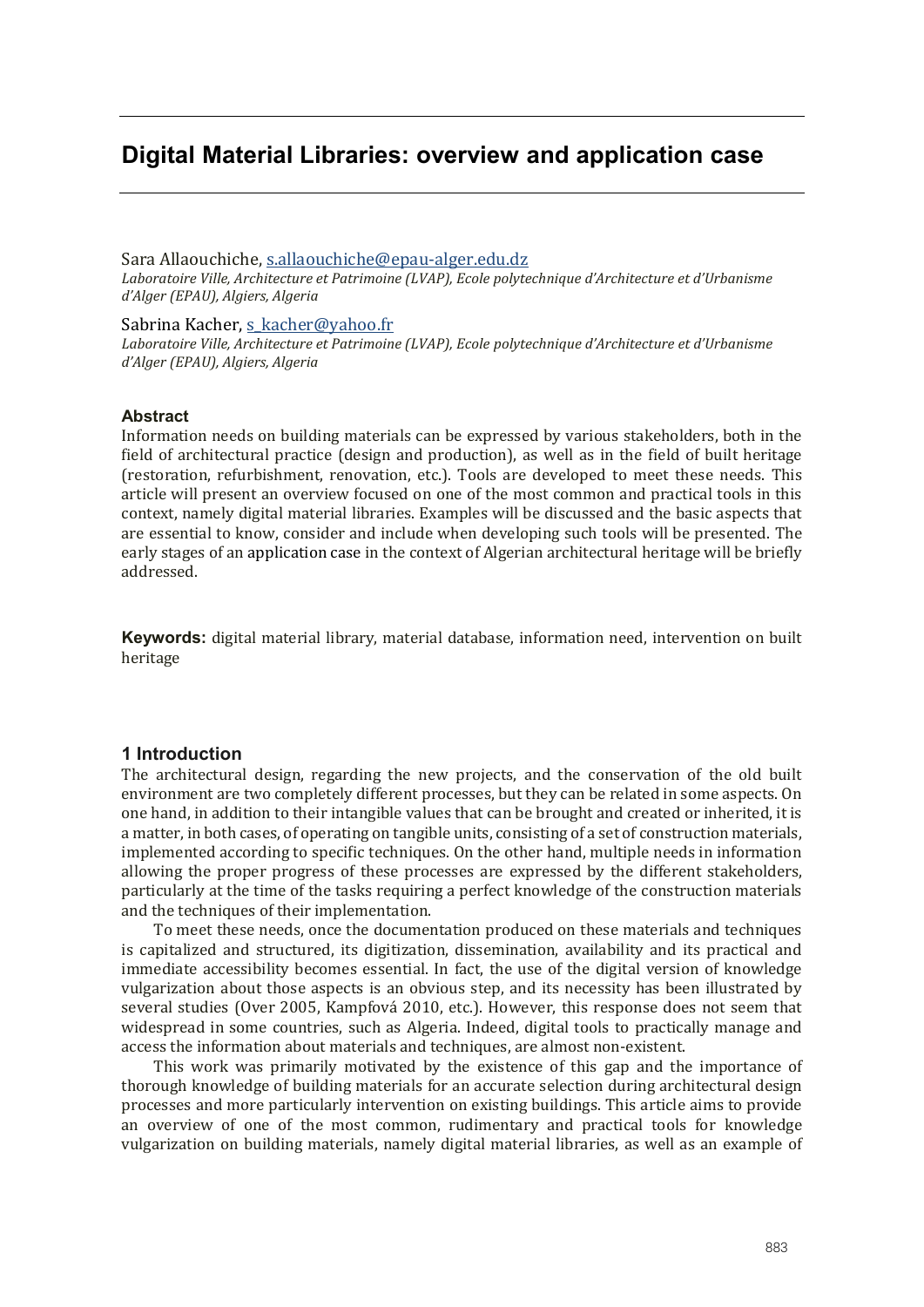# Digital Material Libraries: overview and application case

Sara Allaouchiche, s.allaouchiche@epau-alger.edu.dz

*Laboratoire Ville, Architecture et Patrimoine (LVAP), Ecole polytechnique d'Architecture et d'Urbanisme d'Alger (EPAU), Algiers, Algeria*

Sabrina Kacher, s_kacher@yahoo.fr

*Laboratoire Ville, Architecture et Patrimoine (LVAP), Ecole polytechnique d'Architecture et d'Urbanisme d'Alger (EPAU), Algiers, Algeria*

### Abstract

Information needs on building materials can be expressed by various stakeholders, both in the field of architectural practice (design and production), as well as in the field of built heritage (restoration, refurbishment, renovation, etc.). Tools are developed to meet these needs. This article will present an overview focused on one of the most common and practical tools in this context, namely digital material libraries. Examples will be discussed and the basic aspects that are essential to know, consider and include when developing such tools will be presented. The early stages of an application case in the context of Algerian architectural heritage will be briefly addressed.

**Keywords:** digital material library, material database, information need, intervention on built heritage

## 1 Introduction

The architectural design, regarding the new projects, and the conservation of the old built environment are two completely different processes, but they can be related in some aspects. On one hand, in addition to their intangible values that can be brought and created or inherited, it is a matter, in both cases, of operating on tangible units, consisting of a set of construction materials, implemented according to specific techniques. On the other hand, multiple needs in information allowing the proper progress of these processes are expressed by the different stakeholders, particularly at the time of the tasks requiring a perfect knowledge of the construction materials and the techniques of their implementation.

To meet these needs, once the documentation produced on these materials and techniques is capitalized and structured, its digitization, dissemination, availability and its practical and immediate accessibility becomes essential. In fact, the use of the digital version of knowledge vulgarization about those aspects is an obvious step, and its necessity has been illustrated by several studies (Over 2005, Kampfová 2010, etc.). However, this response does not seem that widespread in some countries, such as Algeria. Indeed, digital tools to practically manage and access the information about materials and techniques, are almost non-existent.

This work was primarily motivated by the existence of this gap and the importance of thorough knowledge of building materials for an accurate selection during architectural design processes and more particularly intervention on existing buildings. This article aims to provide an overview of one of the most common, rudimentary and practical tools for knowledge vulgarization on building materials, namely digital material libraries, as well as an example of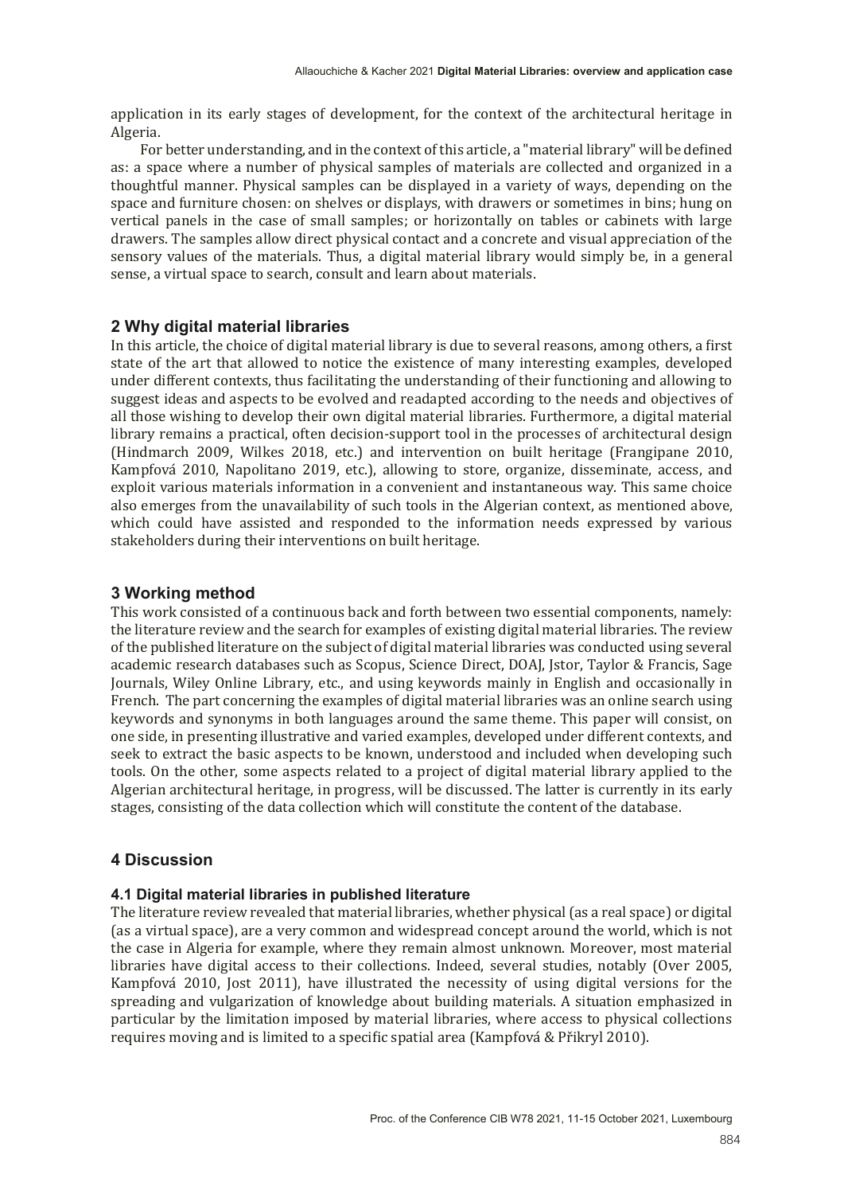application in its early stages of development, for the context of the architectural heritage in Algeria.

For better understanding, and in the context of this article, a "material library" will be defined as: a space where a number of physical samples of materials are collected and organized in a thoughtful manner. Physical samples can be displayed in a variety of ways, depending on the space and furniture chosen: on shelves or displays, with drawers or sometimes in bins; hung on vertical panels in the case of small samples; or horizontally on tables or cabinets with large drawers. The samples allow direct physical contact and a concrete and visual appreciation of the sensory values of the materials. Thus, a digital material library would simply be, in a general sense, a virtual space to search, consult and learn about materials.

## 2 Why digital material libraries

In this article, the choice of digital material library is due to several reasons, among others, a first state of the art that allowed to notice the existence of many interesting examples, developed under different contexts, thus facilitating the understanding of their functioning and allowing to suggest ideas and aspects to be evolved and readapted according to the needs and objectives of all those wishing to develop their own digital material libraries. Furthermore, a digital material library remains a practical, often decision-support tool in the processes of architectural design (Hindmarch 2009, Wilkes 2018, etc.) and intervention on built heritage (Frangipane 2010, Kampfová 2010, Napolitano 2019, etc.), allowing to store, organize, disseminate, access, and exploit various materials information in a convenient and instantaneous way. This same choice also emerges from the unavailability of such tools in the Algerian context, as mentioned above, which could have assisted and responded to the information needs expressed by various stakeholders during their interventions on built heritage.

## 3 Working method

This work consisted of a continuous back and forth between two essential components, namely: the literature review and the search for examples of existing digital material libraries. The review of the published literature on the subject of digital material libraries was conducted using several academic research databases such as Scopus, Science Direct, DOAJ, Jstor, Taylor & Francis, Sage Journals, Wiley Online Library, etc., and using keywords mainly in English and occasionally in French. The part concerning the examples of digital material libraries was an online search using keywords and synonyms in both languages around the same theme. This paper will consist, on one side, in presenting illustrative and varied examples, developed under different contexts, and seek to extract the basic aspects to be known, understood and included when developing such tools. On the other, some aspects related to a project of digital material library applied to the Algerian architectural heritage, in progress, will be discussed. The latter is currently in its early stages, consisting of the data collection which will constitute the content of the database.

## 4 Discussion

### 4.1 Digital material libraries in published literature

The literature review revealed that material libraries, whether physical (as a real space) or digital (as a virtual space), are a very common and widespread concept around the world, which is not the case in Algeria for example, where they remain almost unknown. Moreover, most material libraries have digital access to their collections. Indeed, several studies, notably (Over 2005, Kampfová 2010, Jost 2011), have illustrated the necessity of using digital versions for the spreading and vulgarization of knowledge about building materials. A situation emphasized in particular by the limitation imposed by material libraries, where access to physical collections requires moving and is limited to a specific spatial area (Kampfová & Přikryl 2010).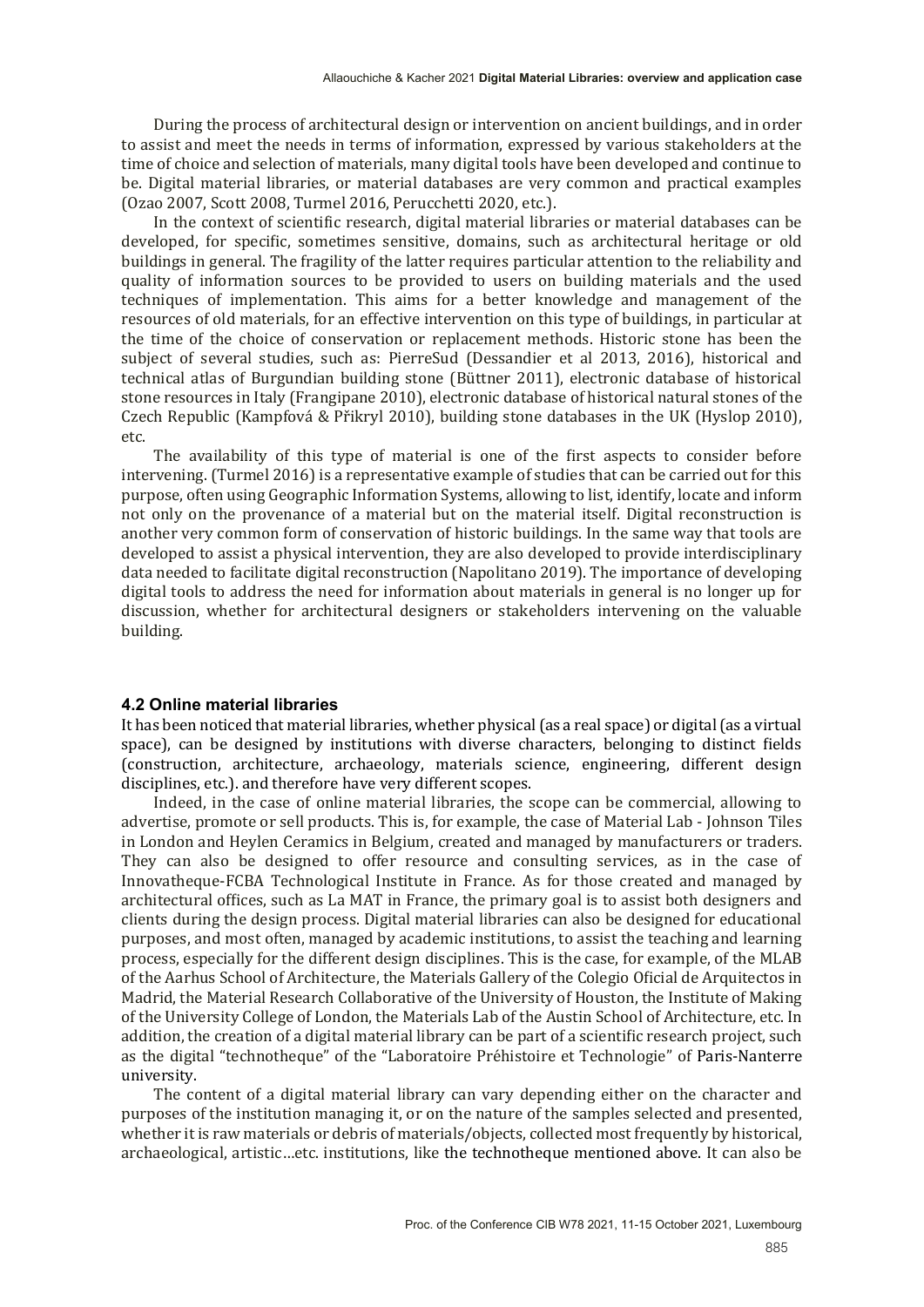During the process of architectural design or intervention on ancient buildings, and in order to assist and meet the needs in terms of information, expressed by various stakeholders at the time of choice and selection of materials, many digital tools have been developed and continue to be. Digital material libraries, or material databases are very common and practical examples (Ozao 2007, Scott 2008, Turmel 2016, Perucchetti 2020, etc.).

In the context of scientific research, digital material libraries or material databases can be developed, for specific, sometimes sensitive, domains, such as architectural heritage or old buildings in general. The fragility of the latter requires particular attention to the reliability and quality of information sources to be provided to users on building materials and the used techniques of implementation. This aims for a better knowledge and management of the resources of old materials, for an effective intervention on this type of buildings, in particular at the time of the choice of conservation or replacement methods. Historic stone has been the subject of several studies, such as: PierreSud (Dessandier et al 2013, 2016), historical and technical atlas of Burgundian building stone (Büttner 2011), electronic database of historical stone resources in Italy (Frangipane 2010), electronic database of historical natural stones of the Czech Republic (Kampfová & Přikryl 2010), building stone databases in the UK (Hyslop 2010), etc.

The availability of this type of material is one of the first aspects to consider before intervening. (Turmel 2016) is a representative example of studies that can be carried out for this purpose, often using Geographic Information Systems, allowing to list, identify, locate and inform not only on the provenance of a material but on the material itself. Digital reconstruction is another very common form of conservation of historic buildings. In the same way that tools are developed to assist a physical intervention, they are also developed to provide interdisciplinary data needed to facilitate digital reconstruction (Napolitano 2019). The importance of developing digital tools to address the need for information about materials in general is no longer up for discussion, whether for architectural designers or stakeholders intervening on the valuable building.

### 4.2 Online material libraries

It has been noticed that material libraries, whether physical (as a real space) or digital (as a virtual space), can be designed by institutions with diverse characters, belonging to distinct fields (construction, architecture, archaeology, materials science, engineering, different design disciplines, etc.). and therefore have very different scopes.

Indeed, in the case of online material libraries, the scope can be commercial, allowing to advertise, promote or sell products. This is, for example, the case of Material Lab - Johnson Tiles in London and Heylen Ceramics in Belgium, created and managed by manufacturers or traders. They can also be designed to offer resource and consulting services, as in the case of Innovatheque-FCBA Technological Institute in France. As for those created and managed by architectural offices, such as La MAT in France, the primary goal is to assist both designers and clients during the design process. Digital material libraries can also be designed for educational purposes, and most often, managed by academic institutions, to assist the teaching and learning process, especially for the different design disciplines. This is the case, for example, of the MLAB of the Aarhus School of Architecture, the Materials Gallery of the Colegio Oficial de Arquitectos in Madrid, the Material Research Collaborative of the University of Houston, the Institute of Making of the University College of London, the Materials Lab of the Austin School of Architecture, etc. In addition, the creation of a digital material library can be part of a scientific research project, such as the digital "technotheque" of the "Laboratoire Préhistoire et Technologie" of Paris-Nanterre university.

The content of a digital material library can vary depending either on the character and purposes of the institution managing it, or on the nature of the samples selected and presented, whether it is raw materials or debris of materials/objects, collected most frequently by historical, archaeological, artistic…etc. institutions, like the technotheque mentioned above. It can also be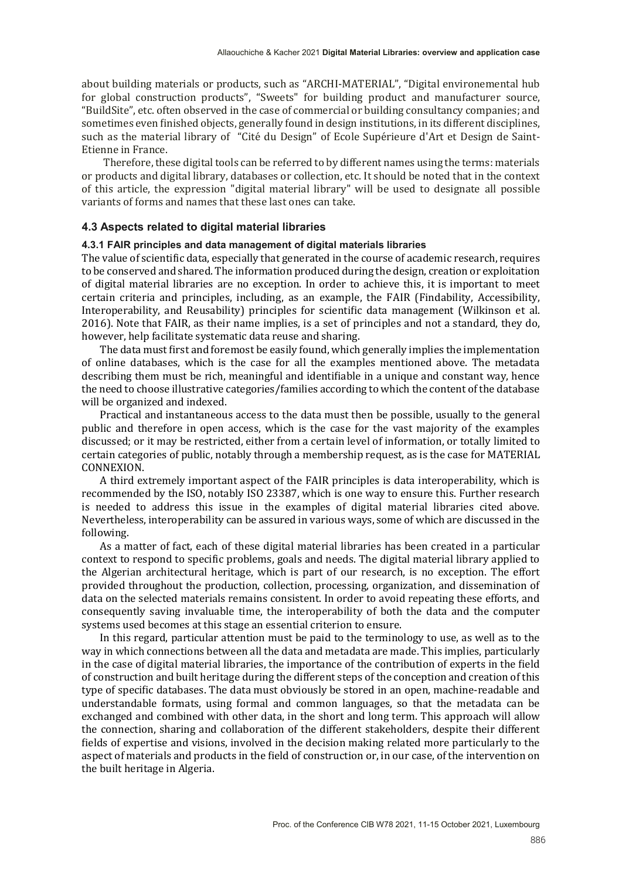about building materials or products, such as “ARCHI-MATERIAL”, “Digital environemental hub for global construction products”, “Sweets" for building product and manufacturer source, “BuildSite”, etc. often observed in the case of commercial or building consultancy companies; and sometimes even finished objects, generally found in design institutions, in its different disciplines, such as the material library of “Cité du Design” of Ecole Supérieure d'Art et Design de Saint-Etienne in France.

Therefore, these digital tools can be referred to by different names using the terms: materials or products and digital library, databases or collection, etc. It should be noted that in the context of this article, the expression "digital material library" will be used to designate all possible variants of forms and names that these last ones can take.

### 4.3 Aspects related to digital material libraries

#### 4.3.1 FAIR principles and data management of digital materials libraries

The value of scientific data, especially that generated in the course of academic research, requires to be conserved and shared. The information produced during the design, creation or exploitation of digital material libraries are no exception. In order to achieve this, it is important to meet certain criteria and principles, including, as an example, the FAIR (Findability, Accessibility, Interoperability, and Reusability) principles for scientific data management (Wilkinson et al. 2016). Note that FAIR, as their name implies, is a set of principles and not a standard, they do, however, help facilitate systematic data reuse and sharing.

The data must first and foremost be easily found, which generally implies the implementation of online databases, which is the case for all the examples mentioned above. The metadata describing them must be rich, meaningful and identifiable in a unique and constant way, hence the need to choose illustrative categories/families according to which the content of the database will be organized and indexed.

Practical and instantaneous access to the data must then be possible, usually to the general public and therefore in open access, which is the case for the vast majority of the examples discussed; or it may be restricted, either from a certain level of information, or totally limited to certain categories of public, notably through a membership request, as is the case for MATERIAL CONNEXION.

A third extremely important aspect of the FAIR principles is data interoperability, which is recommended by the ISO, notably ISO 23387, which is one way to ensure this. Further research is needed to address this issue in the examples of digital material libraries cited above. Nevertheless, interoperability can be assured in various ways, some of which are discussed in the following.

As a matter of fact, each of these digital material libraries has been created in a particular context to respond to specific problems, goals and needs. The digital material library applied to the Algerian architectural heritage, which is part of our research, is no exception. The effort provided throughout the production, collection, processing, organization, and dissemination of data on the selected materials remains consistent. In order to avoid repeating these efforts, and consequently saving invaluable time, the interoperability of both the data and the computer systems used becomes at this stage an essential criterion to ensure.

In this regard, particular attention must be paid to the terminology to use, as well as to the way in which connections between all the data and metadata are made. This implies, particularly in the case of digital material libraries, the importance of the contribution of experts in the field of construction and built heritage during the different steps of the conception and creation of this type of specific databases. The data must obviously be stored in an open, machine-readable and understandable formats, using formal and common languages, so that the metadata can be exchanged and combined with other data, in the short and long term. This approach will allow the connection, sharing and collaboration of the different stakeholders, despite their different fields of expertise and visions, involved in the decision making related more particularly to the aspect of materials and products in the field of construction or, in our case, of the intervention on the built heritage in Algeria.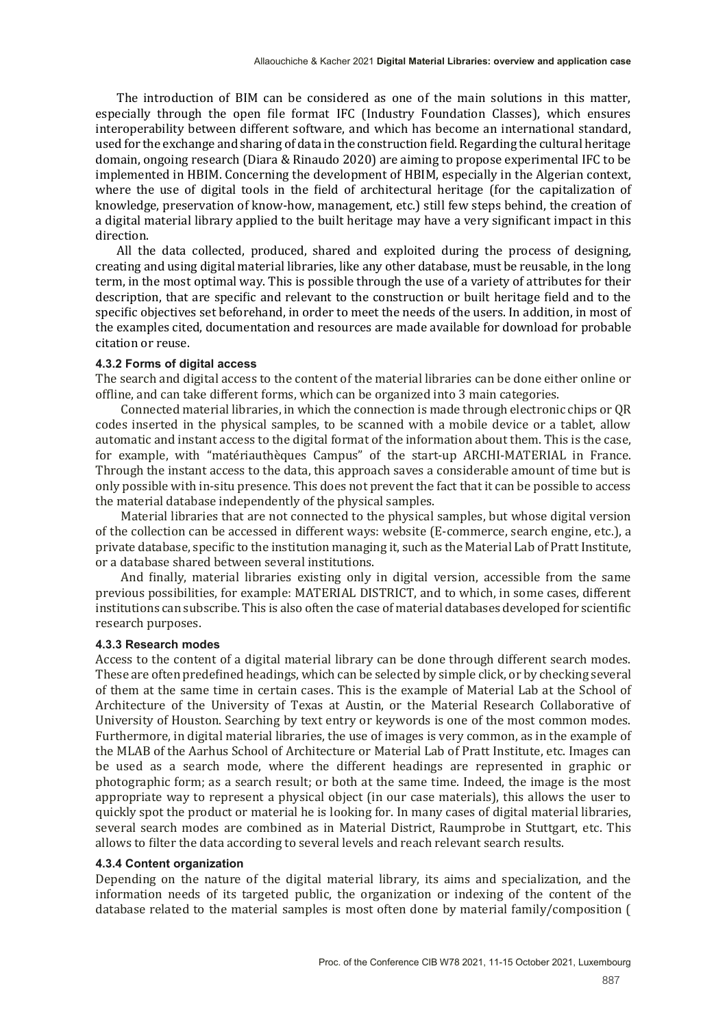The introduction of BIM can be considered as one of the main solutions in this matter, especially through the open file format IFC (Industry Foundation Classes), which ensures interoperability between different software, and which has become an international standard, used for the exchange and sharing of data in the construction field. Regarding the cultural heritage domain, ongoing research (Diara & Rinaudo 2020) are aiming to propose experimental IFC to be implemented in HBIM. Concerning the development of HBIM, especially in the Algerian context, where the use of digital tools in the field of architectural heritage (for the capitalization of knowledge, preservation of know-how, management, etc.) still few steps behind, the creation of a digital material library applied to the built heritage may have a very significant impact in this direction.

All the data collected, produced, shared and exploited during the process of designing, creating and using digital material libraries, like any other database, must be reusable, in the long term, in the most optimal way. This is possible through the use of a variety of attributes for their description, that are specific and relevant to the construction or built heritage field and to the specific objectives set beforehand, in order to meet the needs of the users. In addition, in most of the examples cited, documentation and resources are made available for download for probable citation or reuse.

#### 4.3.2 Forms of digital access

The search and digital access to the content of the material libraries can be done either online or offline, and can take different forms, which can be organized into 3 main categories.

Connected material libraries, in which the connection is made through electronic chips or QR codes inserted in the physical samples, to be scanned with a mobile device or a tablet, allow automatic and instant access to the digital format of the information about them. This is the case, for example, with "matériauthèques Campus" of the start-up ARCHI-MATERIAL in France. Through the instant access to the data, this approach saves a considerable amount of time but is only possible with in-situ presence. This does not prevent the fact that it can be possible to access the material database independently of the physical samples.

Material libraries that are not connected to the physical samples, but whose digital version of the collection can be accessed in different ways: website (E-commerce, search engine, etc.), a private database, specific to the institution managing it, such as the Material Lab of Pratt Institute, or a database shared between several institutions.

And finally, material libraries existing only in digital version, accessible from the same previous possibilities, for example: MATERIAL DISTRICT, and to which, in some cases, different institutions can subscribe. This is also often the case of material databases developed for scientific research purposes.

#### 4.3.3 Research modes

Access to the content of a digital material library can be done through different search modes. These are often predefined headings, which can be selected by simple click, or by checking several of them at the same time in certain cases. This is the example of Material Lab at the School of Architecture of the University of Texas at Austin, or the Material Research Collaborative of University of Houston. Searching by text entry or keywords is one of the most common modes. Furthermore, in digital material libraries, the use of images is very common, as in the example of the MLAB of the Aarhus School of Architecture or Material Lab of Pratt Institute, etc. Images can be used as a search mode, where the different headings are represented in graphic or photographic form; as a search result; or both at the same time. Indeed, the image is the most appropriate way to represent a physical object (in our case materials), this allows the user to quickly spot the product or material he is looking for. In many cases of digital material libraries, several search modes are combined as in Material District, Raumprobe in Stuttgart, etc. This allows to filter the data according to several levels and reach relevant search results.

#### 4.3.4 Content organization

Depending on the nature of the digital material library, its aims and specialization, and the information needs of its targeted public, the organization or indexing of the content of the database related to the material samples is most often done by material family/composition (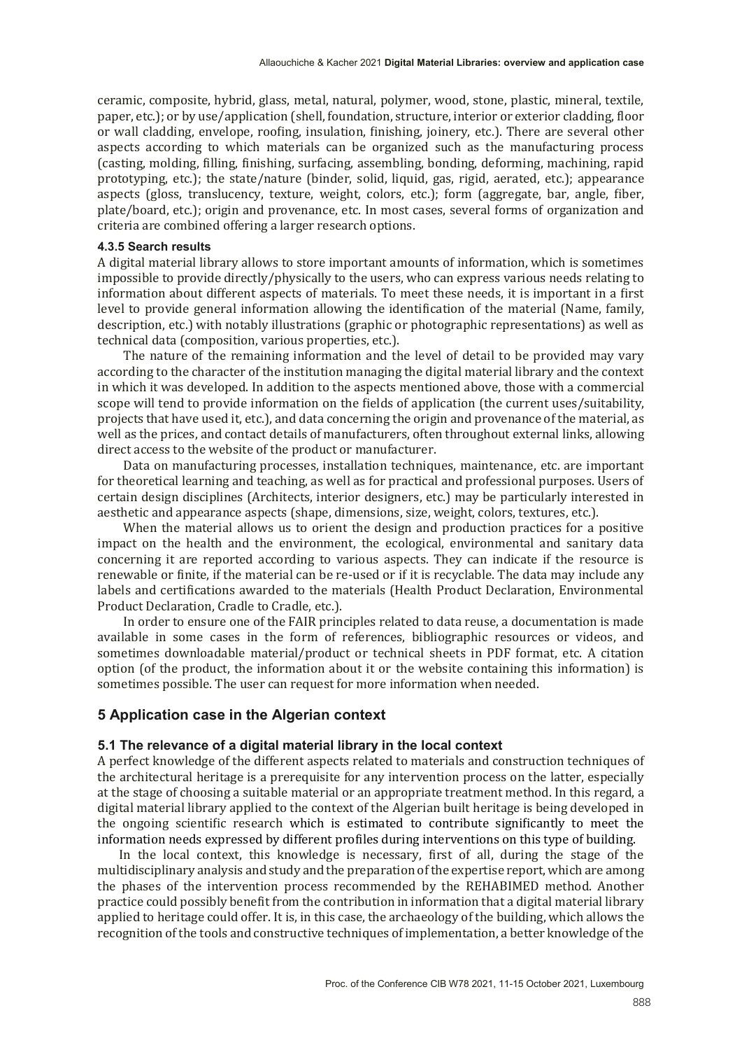ceramic, composite, hybrid, glass, metal, natural, polymer, wood, stone, plastic, mineral, textile, paper, etc.); or by use/application (shell, foundation, structure, interior or exterior cladding, floor or wall cladding, envelope, roofing, insulation, finishing, joinery, etc.). There are several other aspects according to which materials can be organized such as the manufacturing process (casting, molding, filling, finishing, surfacing, assembling, bonding, deforming, machining, rapid prototyping, etc.); the state/nature (binder, solid, liquid, gas, rigid, aerated, etc.); appearance aspects (gloss, translucency, texture, weight, colors, etc.); form (aggregate, bar, angle, fiber, plate/board, etc.); origin and provenance, etc. In most cases, several forms of organization and criteria are combined offering a larger research options.

#### 4.3.5 Search results

A digital material library allows to store important amounts of information, which is sometimes impossible to provide directly/physically to the users, who can express various needs relating to information about different aspects of materials. To meet these needs, it is important in a first level to provide general information allowing the identification of the material (Name, family, description, etc.) with notably illustrations (graphic or photographic representations) as well as technical data (composition, various properties, etc.).

The nature of the remaining information and the level of detail to be provided may vary according to the character of the institution managing the digital material library and the context in which it was developed. In addition to the aspects mentioned above, those with a commercial scope will tend to provide information on the fields of application (the current uses/suitability, projects that have used it, etc.), and data concerning the origin and provenance of the material, as well as the prices, and contact details of manufacturers, often throughout external links, allowing direct access to the website of the product or manufacturer.

Data on manufacturing processes, installation techniques, maintenance, etc. are important for theoretical learning and teaching, as well as for practical and professional purposes. Users of certain design disciplines (Architects, interior designers, etc.) may be particularly interested in aesthetic and appearance aspects (shape, dimensions, size, weight, colors, textures, etc.).

When the material allows us to orient the design and production practices for a positive impact on the health and the environment, the ecological, environmental and sanitary data concerning it are reported according to various aspects. They can indicate if the resource is renewable or finite, if the material can be re-used or if it is recyclable. The data may include any labels and certifications awarded to the materials (Health Product Declaration, Environmental Product Declaration, Cradle to Cradle, etc.).

In order to ensure one of the FAIR principles related to data reuse, a documentation is made available in some cases in the form of references, bibliographic resources or videos, and sometimes downloadable material/product or technical sheets in PDF format, etc. A citation option (of the product, the information about it or the website containing this information) is sometimes possible. The user can request for more information when needed.

## 5 Application case in the Algerian context

### 5.1 The relevance of a digital material library in the local context

A perfect knowledge of the different aspects related to materials and construction techniques of the architectural heritage is a prerequisite for any intervention process on the latter, especially at the stage of choosing a suitable material or an appropriate treatment method. In this regard, a digital material library applied to the context of the Algerian built heritage is being developed in the ongoing scientific research which is estimated to contribute significantly to meet the information needs expressed by different profiles during interventions on this type of building.

In the local context, this knowledge is necessary, first of all, during the stage of the multidisciplinary analysis and study and the preparation of the expertise report, which are among the phases of the intervention process recommended by the REHABIMED method. Another practice could possibly benefit from the contribution in information that a digital material library applied to heritage could offer. It is, in this case, the archaeology of the building, which allows the recognition of the tools and constructive techniques of implementation, a better knowledge of the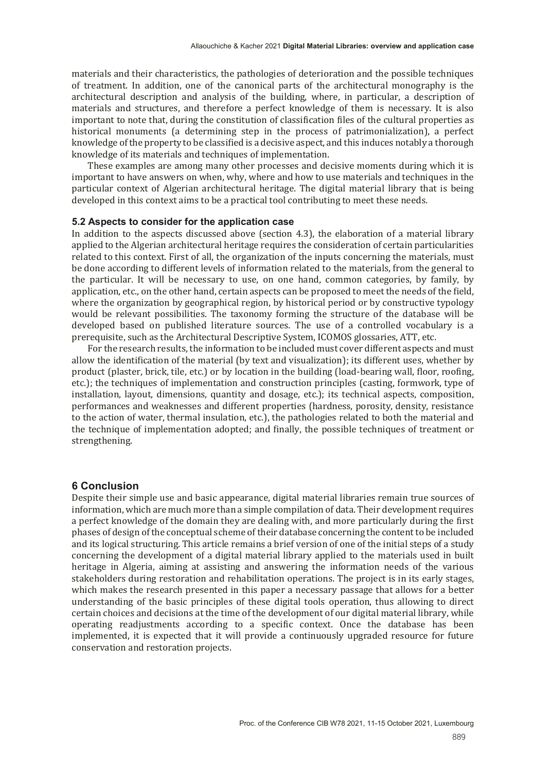materials and their characteristics, the pathologies of deterioration and the possible techniques of treatment. In addition, one of the canonical parts of the architectural monography is the architectural description and analysis of the building, where, in particular, a description of materials and structures, and therefore a perfect knowledge of them is necessary. It is also important to note that, during the constitution of classification files of the cultural properties as historical monuments (a determining step in the process of patrimonialization), a perfect knowledge of the property to be classified is a decisive aspect, and this induces notably a thorough knowledge of its materials and techniques of implementation.

These examples are among many other processes and decisive moments during which it is important to have answers on when, why, where and how to use materials and techniques in the particular context of Algerian architectural heritage. The digital material library that is being developed in this context aims to be a practical tool contributing to meet these needs.

### 5.2 Aspects to consider for the application case

In addition to the aspects discussed above (section 4.3), the elaboration of a material library applied to the Algerian architectural heritage requires the consideration of certain particularities related to this context. First of all, the organization of the inputs concerning the materials, must be done according to different levels of information related to the materials, from the general to the particular. It will be necessary to use, on one hand, common categories, by family, by application, etc., on the other hand, certain aspects can be proposed to meet the needs of the field, where the organization by geographical region, by historical period or by constructive typology would be relevant possibilities. The taxonomy forming the structure of the database will be developed based on published literature sources. The use of a controlled vocabulary is a prerequisite, such as the Architectural Descriptive System, ICOMOS glossaries, ATT, etc.

For the research results, the information to be included must cover different aspects and must allow the identification of the material (by text and visualization); its different uses, whether by product (plaster, brick, tile, etc.) or by location in the building (load-bearing wall, floor, roofing, etc.); the techniques of implementation and construction principles (casting, formwork, type of installation, layout, dimensions, quantity and dosage, etc.); its technical aspects, composition, performances and weaknesses and different properties (hardness, porosity, density, resistance to the action of water, thermal insulation, etc.), the pathologies related to both the material and the technique of implementation adopted; and finally, the possible techniques of treatment or strengthening.

## 6 Conclusion

Despite their simple use and basic appearance, digital material libraries remain true sources of information, which are much more than a simple compilation of data. Their development requires a perfect knowledge of the domain they are dealing with, and more particularly during the first phases of design of the conceptual scheme of their database concerning the content to be included and its logical structuring. This article remains a brief version of one of the initial steps of a study concerning the development of a digital material library applied to the materials used in built heritage in Algeria, aiming at assisting and answering the information needs of the various stakeholders during restoration and rehabilitation operations. The project is in its early stages, which makes the research presented in this paper a necessary passage that allows for a better understanding of the basic principles of these digital tools operation, thus allowing to direct certain choices and decisions at the time of the development of our digital material library, while operating readjustments according to a specific context. Once the database has been implemented, it is expected that it will provide a continuously upgraded resource for future conservation and restoration projects.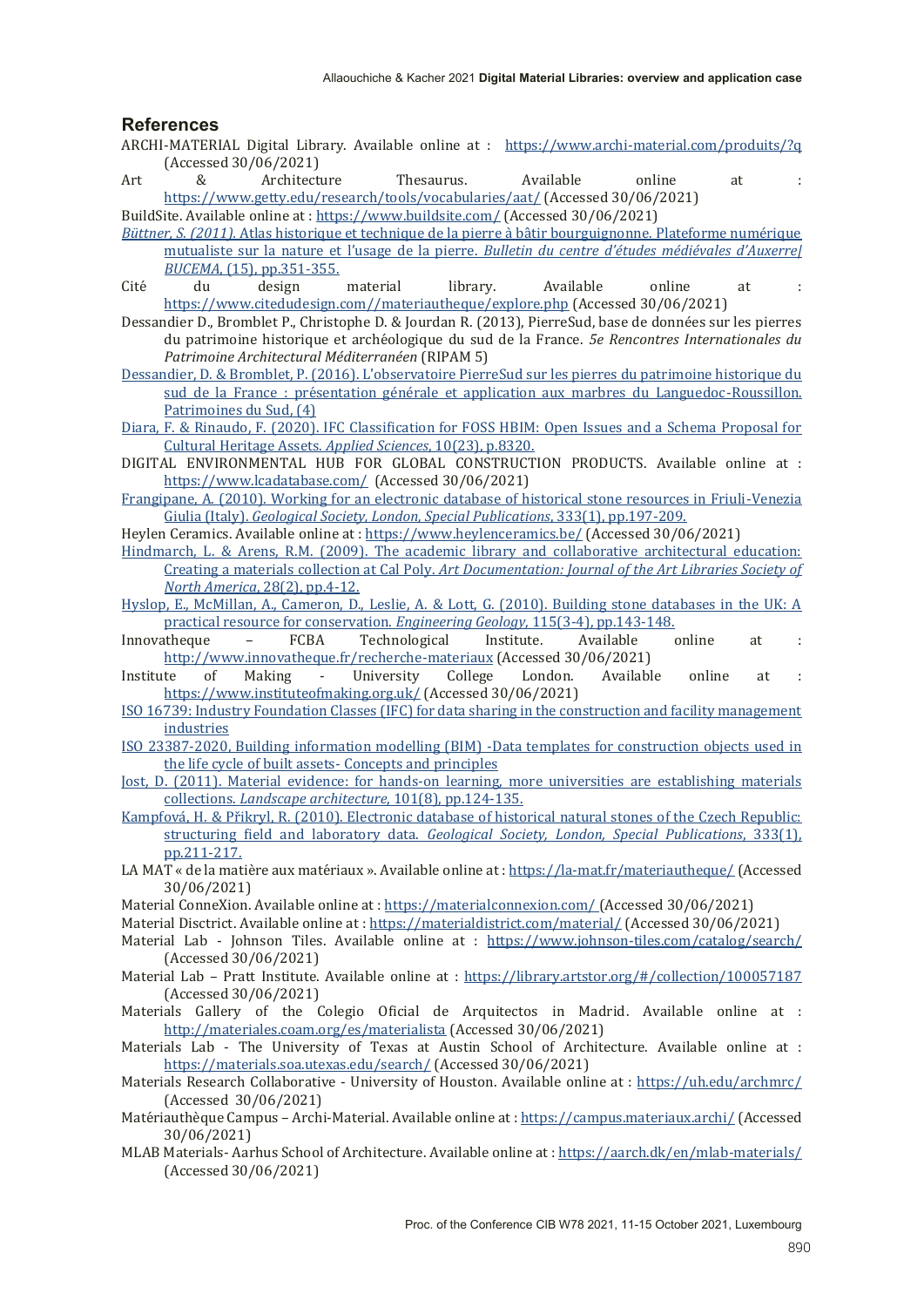## References

ARCHI-MATERIAL Digital Library. Available online at : https://www.archi-material.com/produits/?q (Accessed 30/06/2021)

Art & Architecture Thesaurus. Available online at : https://www.getty.edu/research/tools/vocabularies/aat/ (Accessed 30/06/2021)

BuildSite. Available online at : https://www.buildsite.com/ (Accessed 30/06/2021)

Büttner, S. (2011). Atlas historique et technique de la pierre à bâtir bourguignonne. Plateforme numérique mutualiste sur la nature et l'usage de la pierre. *Bulletin du centre d'études médiévales d'Auxerre| BUCEMA*, (15), pp.351-355.

Cité du design material library. Available online at : https://www.citedudesign.com//materiautheque/explore.php (Accessed 30/06/2021)

Dessandier D., Bromblet P., Christophe D. & Jourdan R. (2013), PierreSud, base de données sur les pierres du patrimoine historique et archéologique du sud de la France. *5e Rencontres Internationales du Patrimoine Architectural Méditerranéen* (RIPAM 5)

Dessandier, D. & Bromblet, P. (2016). L'observatoire PierreSud sur les pierres du patrimoine historique du sud de la France : présentation générale et application aux marbres du Languedoc-Roussillon. Patrimoines du Sud, (4)

Diara, F. & Rinaudo, F. (2020). IFC Classification for FOSS HBIM: Open Issues and a Schema Proposal for Cultural Heritage Assets. *Applied Sciences*, 10(23), p.8320.

DIGITAL ENVIRONMENTAL HUB FOR GLOBAL CONSTRUCTION PRODUCTS. Available online at : https://www.lcadatabase.com/ (Accessed 30/06/2021)

Frangipane, A. (2010). Working for an electronic database of historical stone resources in Friuli-Venezia Giulia (Italy). *Geological Society, London, Special Publications*, 333(1), pp.197-209.

Heylen Ceramics. Available online at : https://www.heylenceramics.be/ (Accessed 30/06/2021)

Hindmarch, L. & Arens, R.M. (2009). The academic library and collaborative architectural education: Creating a materials collection at Cal Poly. *Art Documentation: Journal of the Art Libraries Society of North America*, 28(2), pp.4-12.

Hyslop, E., McMillan, A., Cameron, D., Leslie, A. & Lott, G. (2010). Building stone databases in the UK: A practical resource for conservation. *Engineering Geology*, 115(3-4), pp.143-148.

Innovatheque – FCBA Technological Institute. Available online at : http://www.innovatheque.fr/recherche-materiaux (Accessed 30/06/2021)

Institute of Making - University College London. Available online at : https://www.instituteofmaking.org.uk/ (Accessed 30/06/2021)

ISO 16739: Industry Foundation Classes (IFC) for data sharing in the construction and facility management industries

ISO 23387-2020, Building information modelling (BIM) -Data templates for construction objects used in the life cycle of built assets- Concepts and principles

Jost, D. (2011). Material evidence: for hands-on learning, more universities are establishing materials collections. *Landscape architecture*, 101(8), pp.124-135.

Kampfová, H. & Přikryl, R. (2010). Electronic database of historical natural stones of the Czech Republic: structuring field and laboratory data. *Geological Society, London, Special Publications*, 333(1), pp.211-217.

LA MAT « de la matière aux matériaux ». Available online at : https://la-mat.fr/materiautheque/ (Accessed 30/06/2021)

Material ConneXion. Available online at : https://materialconnexion.com/ (Accessed 30/06/2021)

Material Disctrict. Available online at : https://materialdistrict.com/material/ (Accessed 30/06/2021)

Material Lab - Johnson Tiles. Available online at : https://www.johnson-tiles.com/catalog/search/ (Accessed 30/06/2021)

Material Lab – Pratt Institute. Available online at : https://library.artstor.org/#/collection/100057187 (Accessed 30/06/2021)

Materials Gallery of the Colegio Oficial de Arquitectos in Madrid. Available online at : http://materiales.coam.org/es/materialista (Accessed 30/06/2021)

Materials Lab - The University of Texas at Austin School of Architecture. Available online at : https://materials.soa.utexas.edu/search/ (Accessed 30/06/2021)

Materials Research Collaborative - University of Houston. Available online at : https://uh.edu/archmrc/ (Accessed 30/06/2021)

Matériauthèque Campus – Archi-Material. Available online at : https://campus.materiaux.archi/ (Accessed 30/06/2021)

MLAB Materials- Aarhus School of Architecture. Available online at : https://aarch.dk/en/mlab-materials/ (Accessed 30/06/2021)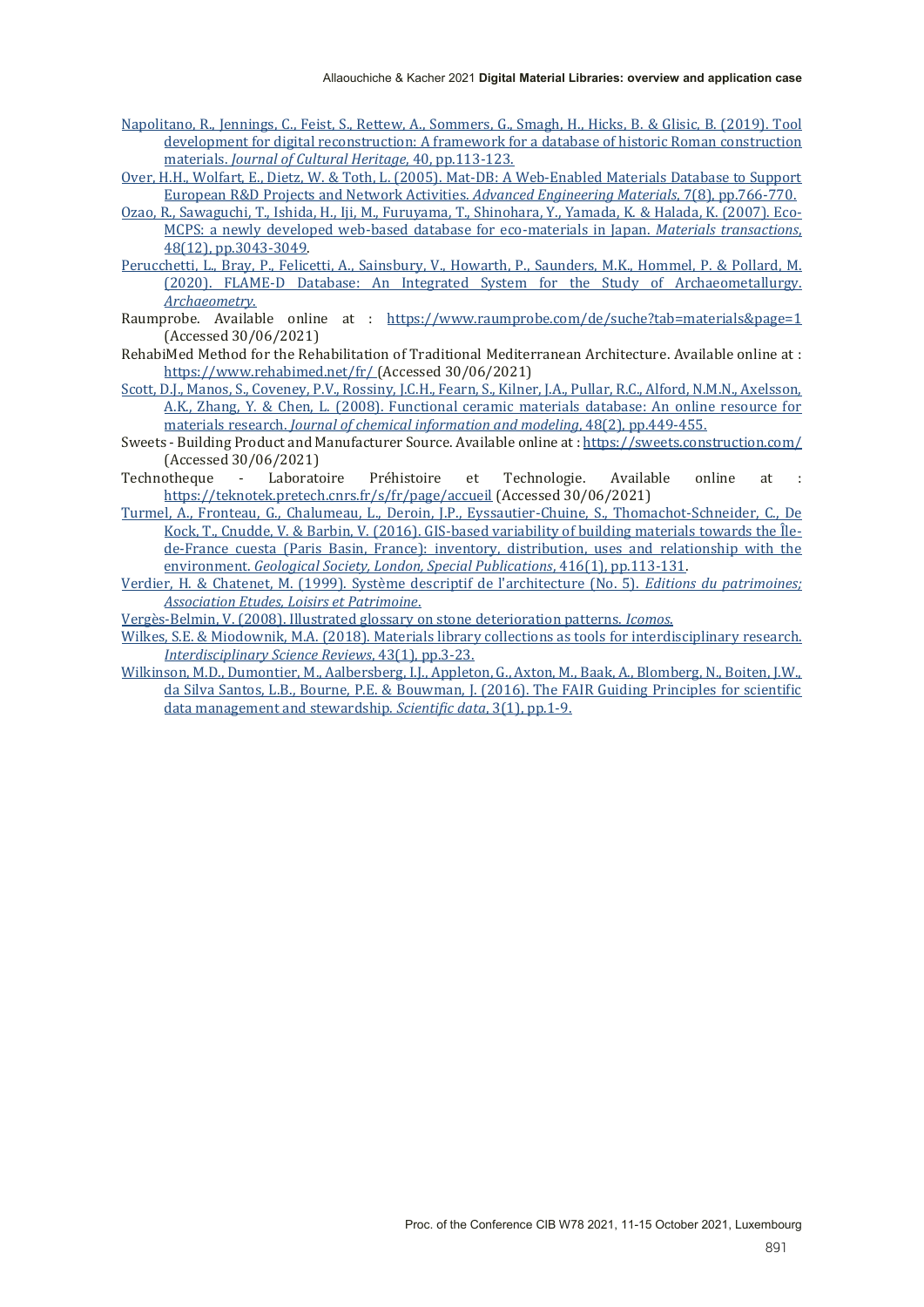Napolitano, R., Jennings, C., Feist, S., Rettew, A., Sommers, G., Smagh, H., Hicks, B. & Glisic, B. (2019). Tool development for digital reconstruction: A framework for a database of historic Roman construction materials. *Journal of Cultural Heritage*, 40, pp.113-123.

Over, H.H., Wolfart, E., Dietz, W. & Toth, L. (2005). Mat‐DB: A Web‐Enabled Materials Database to Support European R&D Projects and Network Activities. *Advanced Engineering Materials*, 7(8), pp.766-770.

Ozao, R., Sawaguchi, T., Ishida, H., Iji, M., Furuyama, T., Shinohara, Y., Yamada, K. & Halada, K. (2007). Eco-MCPS: a newly developed web-based database for eco-materials in Japan. *Materials transactions*, 48(12), pp.3043-3049.

Perucchetti, L., Bray, P., Felicetti, A., Sainsbury, V., Howarth, P., Saunders, M.K., Hommel, P. & Pollard, M. (2020). FLAME‐D Database: An Integrated System for the Study of Archaeometallurgy. *Archaeometry*.

Raumprobe. Available online at : https://www.raumprobe.com/de/suche?tab=materials&page=1 (Accessed 30/06/2021)

RehabiMed Method for the Rehabilitation of Traditional Mediterranean Architecture. Available online at : https://www.rehabimed.net/fr/ (Accessed 30/06/2021)

Scott, D.J., Manos, S., Coveney, P.V., Rossiny, J.C.H., Fearn, S., Kilner, J.A., Pullar, R.C., Alford, N.M.N., Axelsson, A.K., Zhang, Y. & Chen, L. (2008). Functional ceramic materials database: An online resource for materials research. *Journal of chemical information and modeling*, 48(2), pp.449-455.

Sweets - Building Product and Manufacturer Source. Available online at : https://sweets.construction.com/ (Accessed 30/06/2021)

Technotheque - Laboratoire Préhistoire et Technologie. Available online at : https://teknotek.pretech.cnrs.fr/s/fr/page/accueil (Accessed 30/06/2021)

Turmel, A., Fronteau, G., Chalumeau, L., Deroin, J.P., Eyssautier-Chuine, S., Thomachot-Schneider, C., De Kock, T., Cnudde, V. & Barbin, V. (2016). GIS-based variability of building materials towards the Île-de-France cuesta (Paris Basin, France): inventory, distribution, uses and relationship with the environment. *Geological Society, London, Special Publications*, 416(1), pp.113-131.

Verdier, H. & Chatenet, M. (1999). Système descriptif de l'architecture (No. 5). *Editions du patrimoines; Association Etudes, Loisirs et Patrimoine*.

Vergès-Belmin, V. (2008). Illustrated glossary on stone deterioration patterns. *Icomos*.

Wilkes, S.E. & Miodownik, M.A. (2018). Materials library collections as tools for interdisciplinary research. *Interdisciplinary Science Reviews*, 43(1), pp.3-23.

Wilkinson, M.D., Dumontier, M., Aalbersberg, I.J., Appleton, G., Axton, M., Baak, A., Blomberg, N., Boiten, J.W., da Silva Santos, L.B., Bourne, P.E. & Bouwman, J. (2016). The FAIR Guiding Principles for scientific data management and stewardship. *Scientific data*, 3(1), pp.1-9.